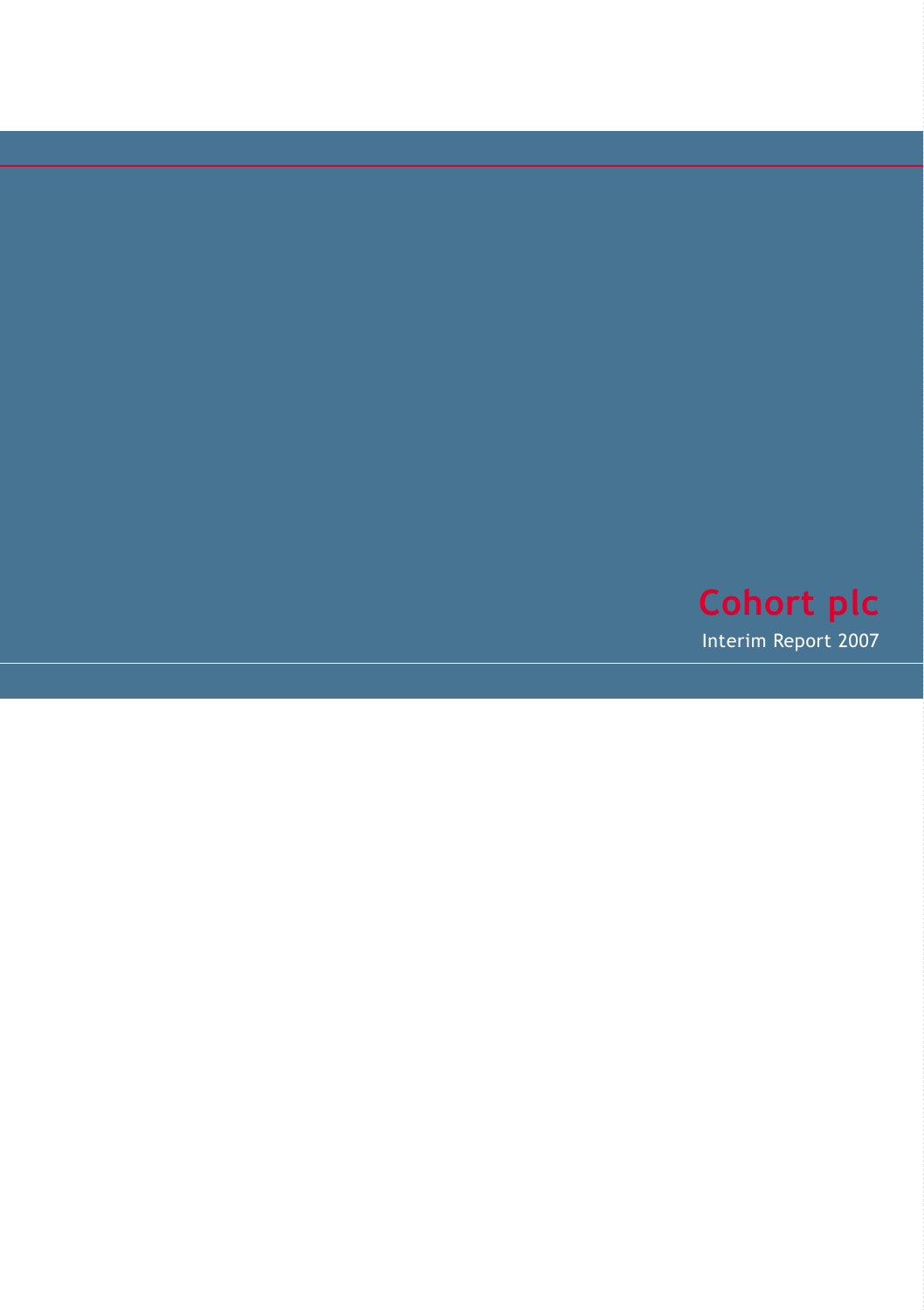# Cohort plc

Interim Report 2007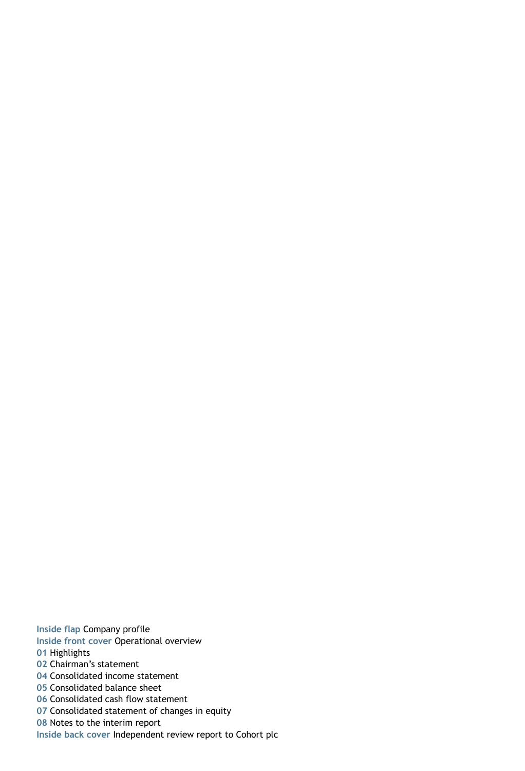**Inside flap** Company profile
**Inside front cover** Operational overview
**01** Highlights
**02** Chairman's statement
**04** Consolidated income statement
**05** Consolidated balance sheet
**06** Consolidated cash flow statement
**07** Consolidated statement of changes in equity
**08** Notes to the interim report
**Inside back cover** Independent review report to Cohort plc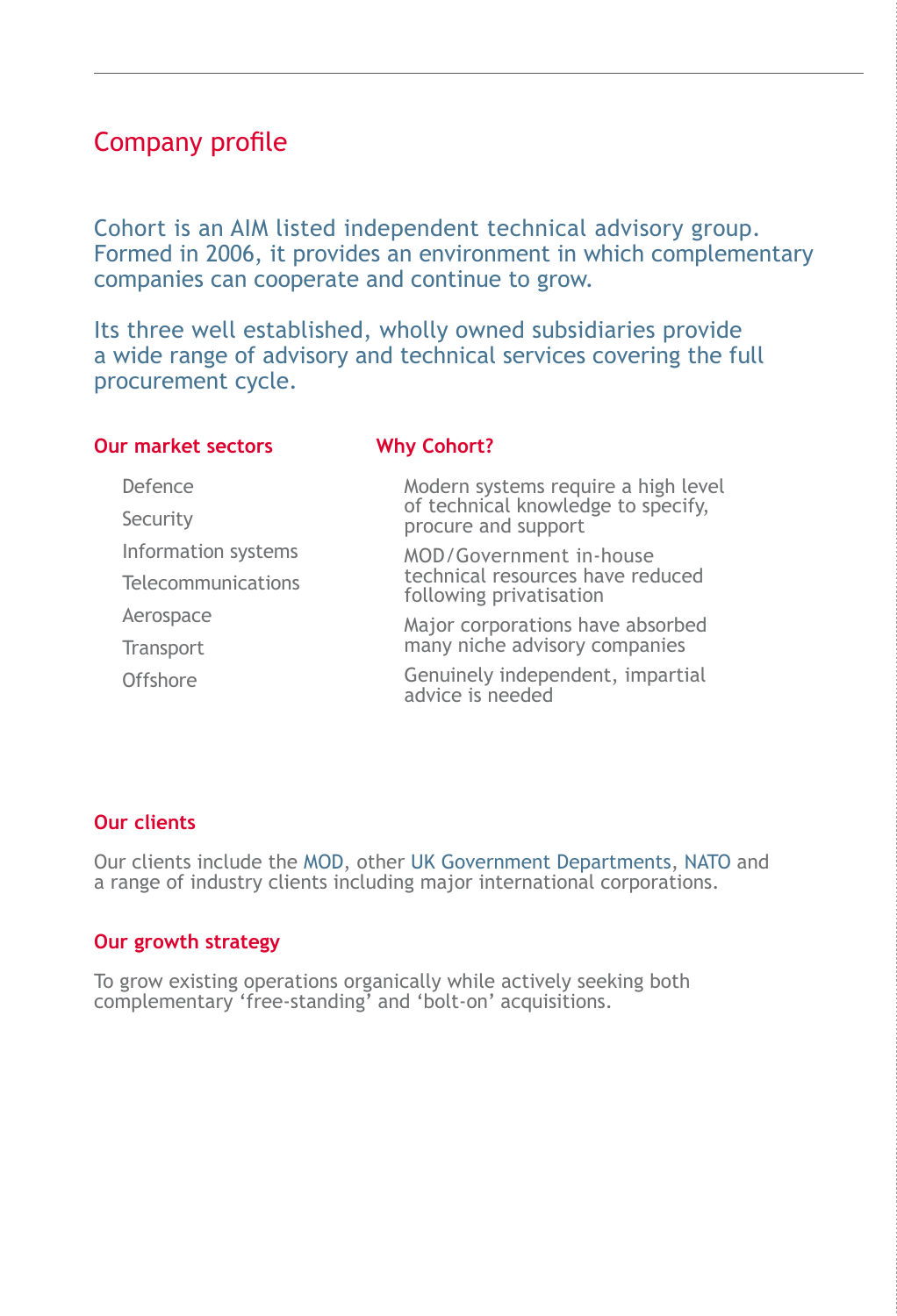## Company profile

Cohort is an AIM listed independent technical advisory group. Formed in 2006, it provides an environment in which complementary companies can cooperate and continue to grow.

Its three well established, wholly owned subsidiaries provide a wide range of advisory and technical services covering the full procurement cycle.

### Our market sectors

- Defence
- Security
- Information systems
- Telecommunications
- Aerospace
- Transport
- Offshore

### Why Cohort?

- Modern systems require a high level of technical knowledge to specify, procure and support
- MOD/Government in-house technical resources have reduced following privatisation
- Major corporations have absorbed many niche advisory companies
- Genuinely independent, impartial advice is needed

### Our clients

Our clients include the MOD, other UK Government Departments, NATO and a range of industry clients including major international corporations.

### Our growth strategy

To grow existing operations organically while actively seeking both complementary 'free-standing' and 'bolt-on' acquisitions.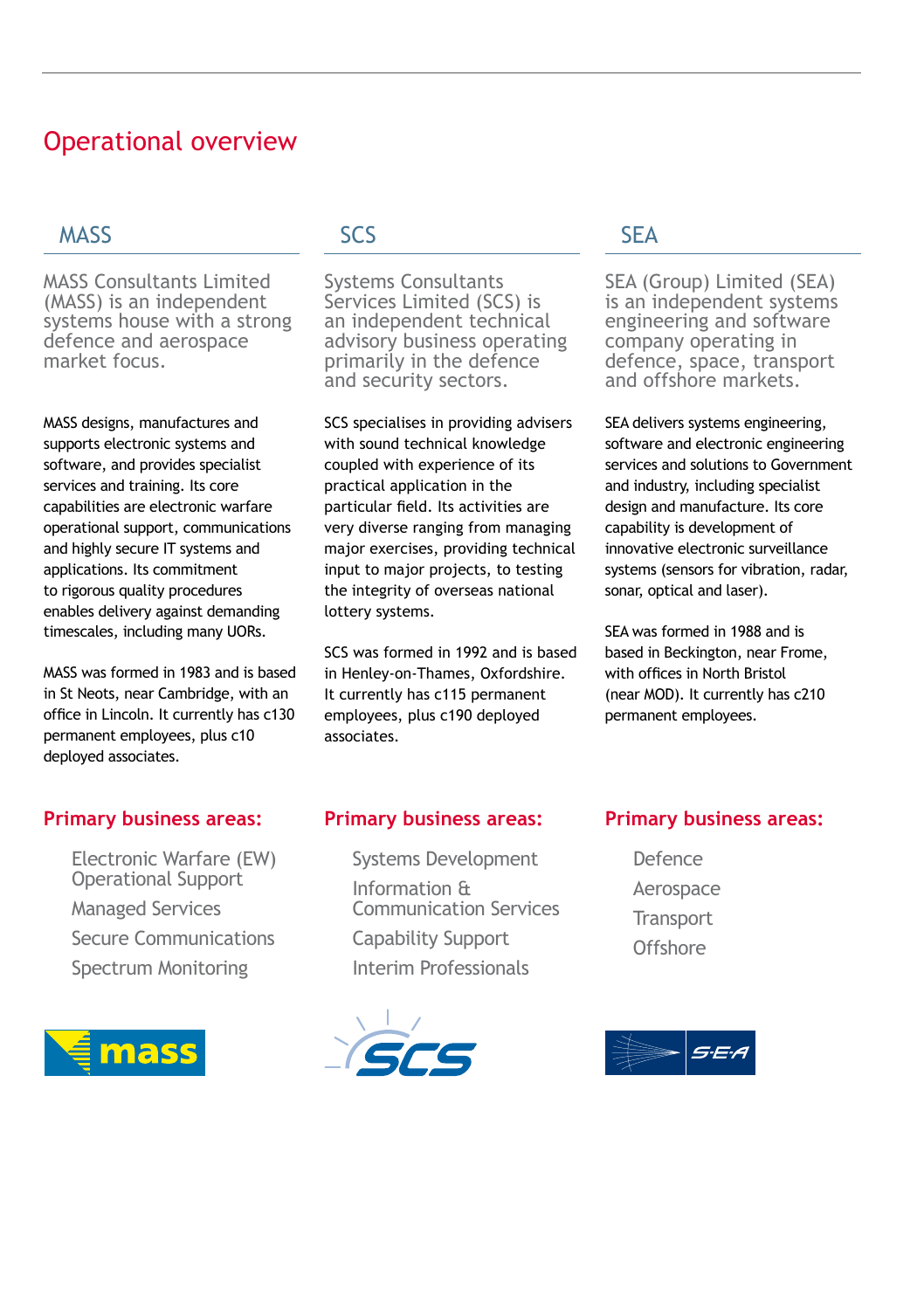# Operational overview

## MASS

MASS Consultants Limited (MASS) is an independent systems house with a strong defence and aerospace market focus.

MASS designs, manufactures and supports electronic systems and software, and provides specialist services and training. Its core capabilities are electronic warfare operational support, communications and highly secure IT systems and applications. Its commitment to rigorous quality procedures enables delivery against demanding timescales, including many UORs.

MASS was formed in 1983 and is based in St Neots, near Cambridge, with an office in Lincoln. It currently has c130 permanent employees, plus c10 deployed associates.

### Primary business areas:

- Electronic Warfare (EW) Operational Support
- Managed Services
- Secure Communications
- Spectrum Monitoring

## SCS

Systems Consultants Services Limited (SCS) is an independent technical advisory business operating primarily in the defence and security sectors.

SCS specialises in providing advisers with sound technical knowledge coupled with experience of its practical application in the particular field. Its activities are very diverse ranging from managing major exercises, providing technical input to major projects, to testing the integrity of overseas national lottery systems.

SCS was formed in 1992 and is based in Henley-on-Thames, Oxfordshire. It currently has c115 permanent employees, plus c190 deployed associates.

### Primary business areas:

- Systems Development
- Information & Communication Services
- Capability Support
- Interim Professionals

## SEA

SEA (Group) Limited (SEA) is an independent systems engineering and software company operating in defence, space, transport and offshore markets.

SEA delivers systems engineering, software and electronic engineering services and solutions to Government and industry, including specialist design and manufacture. Its core capability is development of innovative electronic surveillance systems (sensors for vibration, radar, sonar, optical and laser).

SEA was formed in 1988 and is based in Beckington, near Frome, with offices in North Bristol (near MOD). It currently has c210 permanent employees.

### Primary business areas:

- Defence
- Aerospace
- Transport
- Offshore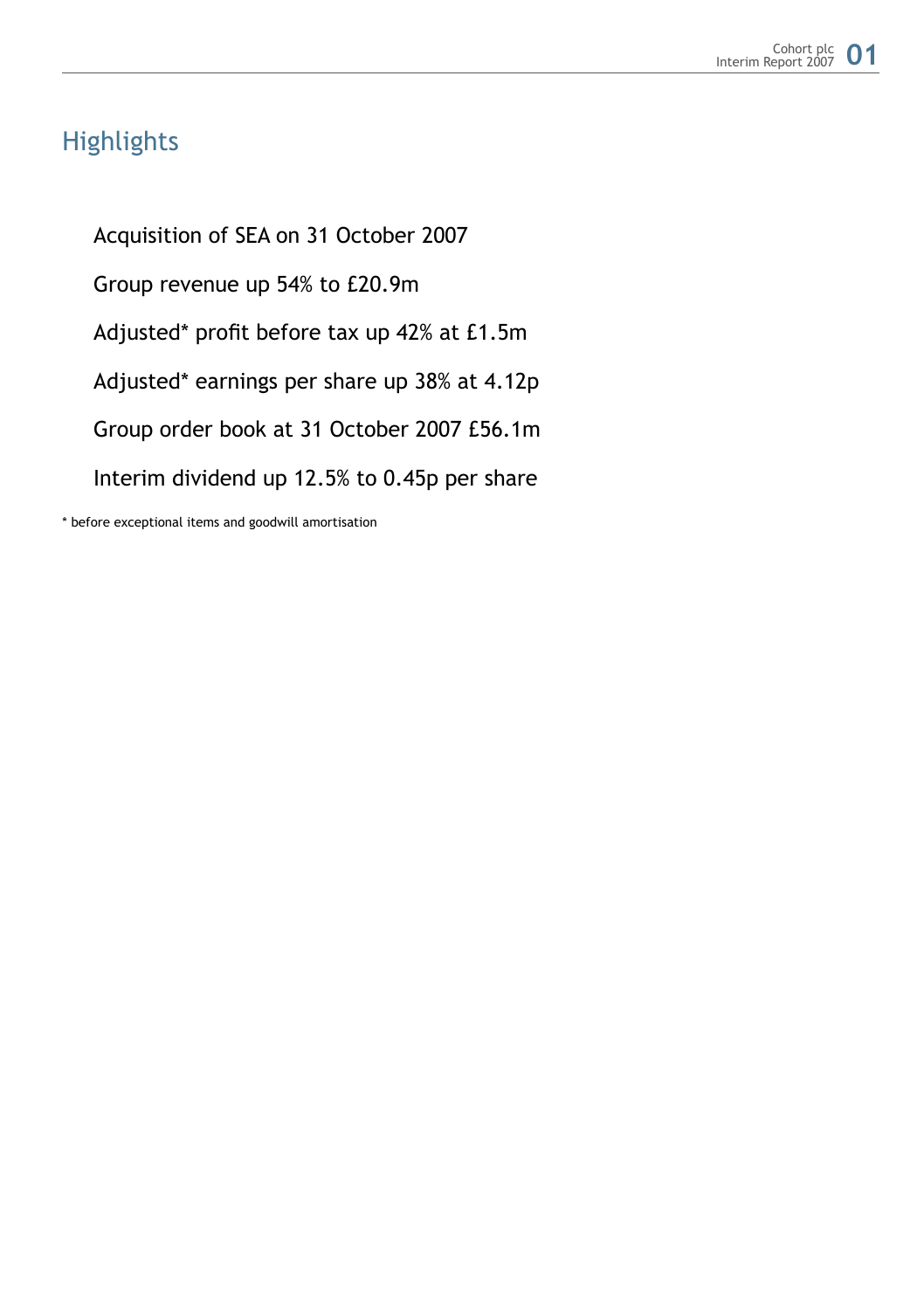## Highlights

Acquisition of SEA on 31 October 2007

Group revenue up 54% to £20.9m

Adjusted* profit before tax up 42% at £1.5m

Adjusted* earnings per share up 38% at 4.12p

Group order book at 31 October 2007 £56.1m

Interim dividend up 12.5% to 0.45p per share

\* before exceptional items and goodwill amortisation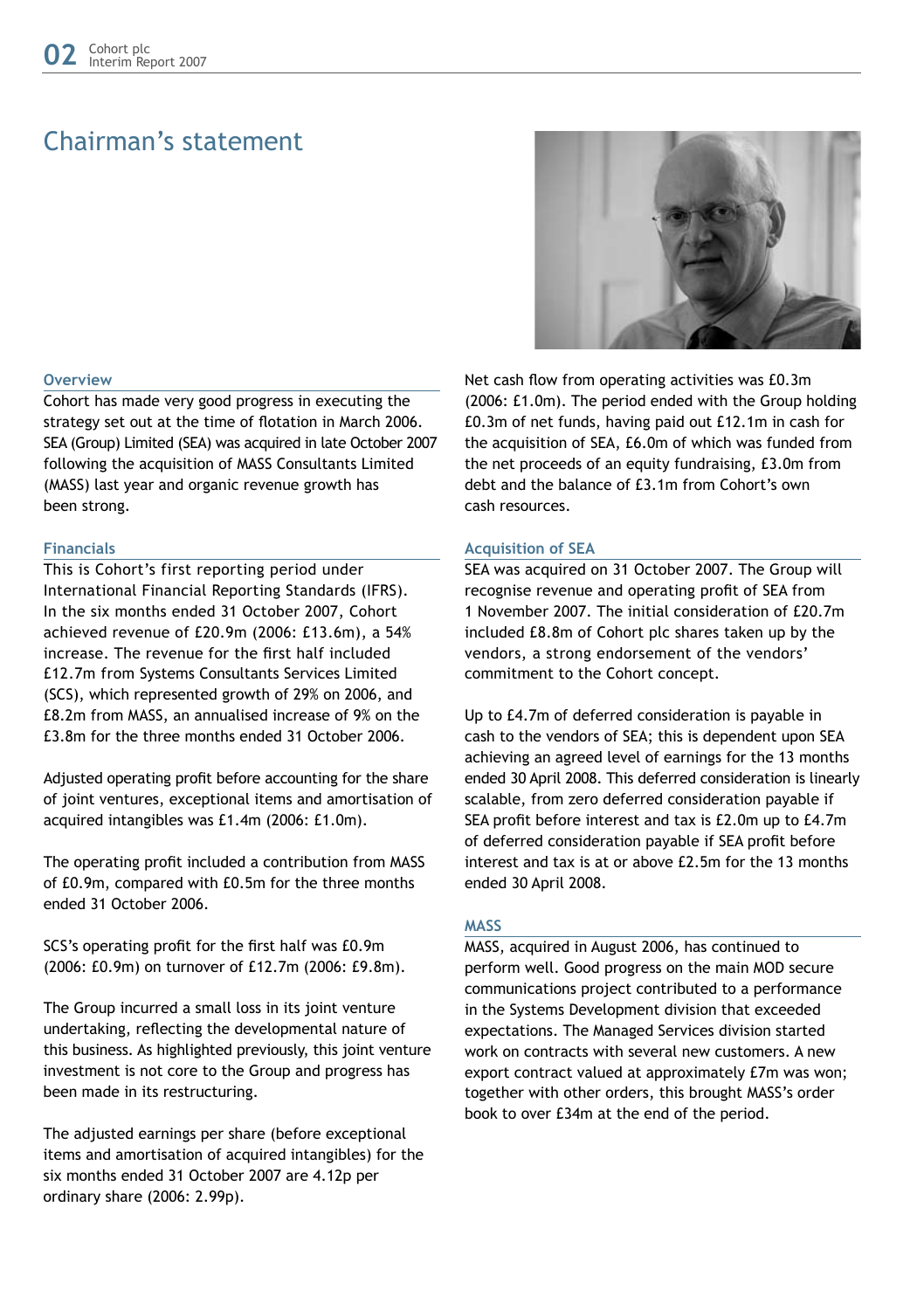# Chairman's statement

### Overview

Cohort has made very good progress in executing the strategy set out at the time of flotation in March 2006. SEA (Group) Limited (SEA) was acquired in late October 2007 following the acquisition of MASS Consultants Limited (MASS) last year and organic revenue growth has been strong.

### Financials

This is Cohort's first reporting period under International Financial Reporting Standards (IFRS). In the six months ended 31 October 2007, Cohort achieved revenue of £20.9m (2006: £13.6m), a 54% increase. The revenue for the first half included £12.7m from Systems Consultants Services Limited (SCS), which represented growth of 29% on 2006, and £8.2m from MASS, an annualised increase of 9% on the £3.8m for the three months ended 31 October 2006.

Adjusted operating profit before accounting for the share of joint ventures, exceptional items and amortisation of acquired intangibles was £1.4m (2006: £1.0m).

The operating profit included a contribution from MASS of £0.9m, compared with £0.5m for the three months ended 31 October 2006.

SCS's operating profit for the first half was £0.9m (2006: £0.9m) on turnover of £12.7m (2006: £9.8m).

The Group incurred a small loss in its joint venture undertaking, reflecting the developmental nature of this business. As highlighted previously, this joint venture investment is not core to the Group and progress has been made in its restructuring.

The adjusted earnings per share (before exceptional items and amortisation of acquired intangibles) for the six months ended 31 October 2007 are 4.12p per ordinary share (2006: 2.99p).

Net cash flow from operating activities was £0.3m (2006: £1.0m). The period ended with the Group holding £0.3m of net funds, having paid out £12.1m in cash for the acquisition of SEA, £6.0m of which was funded from the net proceeds of an equity fundraising, £3.0m from debt and the balance of £3.1m from Cohort's own cash resources.

### Acquisition of SEA

SEA was acquired on 31 October 2007. The Group will recognise revenue and operating profit of SEA from 1 November 2007. The initial consideration of £20.7m included £8.8m of Cohort plc shares taken up by the vendors, a strong endorsement of the vendors' commitment to the Cohort concept.

Up to £4.7m of deferred consideration is payable in cash to the vendors of SEA; this is dependent upon SEA achieving an agreed level of earnings for the 13 months ended 30 April 2008. This deferred consideration is linearly scalable, from zero deferred consideration payable if SEA profit before interest and tax is £2.0m up to £4.7m of deferred consideration payable if SEA profit before interest and tax is at or above £2.5m for the 13 months ended 30 April 2008.

### MASS

MASS, acquired in August 2006, has continued to perform well. Good progress on the main MOD secure communications project contributed to a performance in the Systems Development division that exceeded expectations. The Managed Services division started work on contracts with several new customers. A new export contract valued at approximately £7m was won; together with other orders, this brought MASS's order book to over £34m at the end of the period.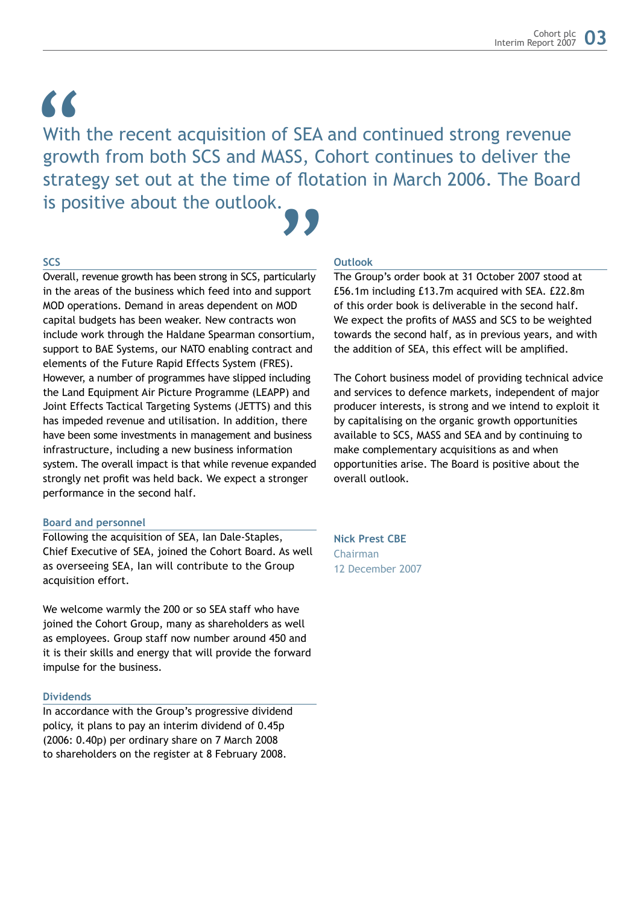> With the recent acquisition of SEA and continued strong revenue growth from both SCS and MASS, Cohort continues to deliver the strategy set out at the time of flotation in March 2006. The Board is positive about the outlook.

### SCS

Overall, revenue growth has been strong in SCS, particularly in the areas of the business which feed into and support MOD operations. Demand in areas dependent on MOD capital budgets has been weaker. New contracts won include work through the Haldane Spearman consortium, support to BAE Systems, our NATO enabling contract and elements of the Future Rapid Effects System (FRES). However, a number of programmes have slipped including the Land Equipment Air Picture Programme (LEAPP) and Joint Effects Tactical Targeting Systems (JETTS) and this has impeded revenue and utilisation. In addition, there have been some investments in management and business infrastructure, including a new business information system. The overall impact is that while revenue expanded strongly net profit was held back. We expect a stronger performance in the second half.

### Board and personnel

Following the acquisition of SEA, Ian Dale-Staples, Chief Executive of SEA, joined the Cohort Board. As well as overseeing SEA, Ian will contribute to the Group acquisition effort.

We welcome warmly the 200 or so SEA staff who have joined the Cohort Group, many as shareholders as well as employees. Group staff now number around 450 and it is their skills and energy that will provide the forward impulse for the business.

### Dividends

In accordance with the Group's progressive dividend policy, it plans to pay an interim dividend of 0.45p (2006: 0.40p) per ordinary share on 7 March 2008 to shareholders on the register at 8 February 2008.

### Outlook

The Group's order book at 31 October 2007 stood at £56.1m including £13.7m acquired with SEA. £22.8m of this order book is deliverable in the second half. We expect the profits of MASS and SCS to be weighted towards the second half, as in previous years, and with the addition of SEA, this effect will be amplified.

The Cohort business model of providing technical advice and services to defence markets, independent of major producer interests, is strong and we intend to exploit it by capitalising on the organic growth opportunities available to SCS, MASS and SEA and by continuing to make complementary acquisitions as and when opportunities arise. The Board is positive about the overall outlook.

**Nick Prest CBE**
Chairman
12 December 2007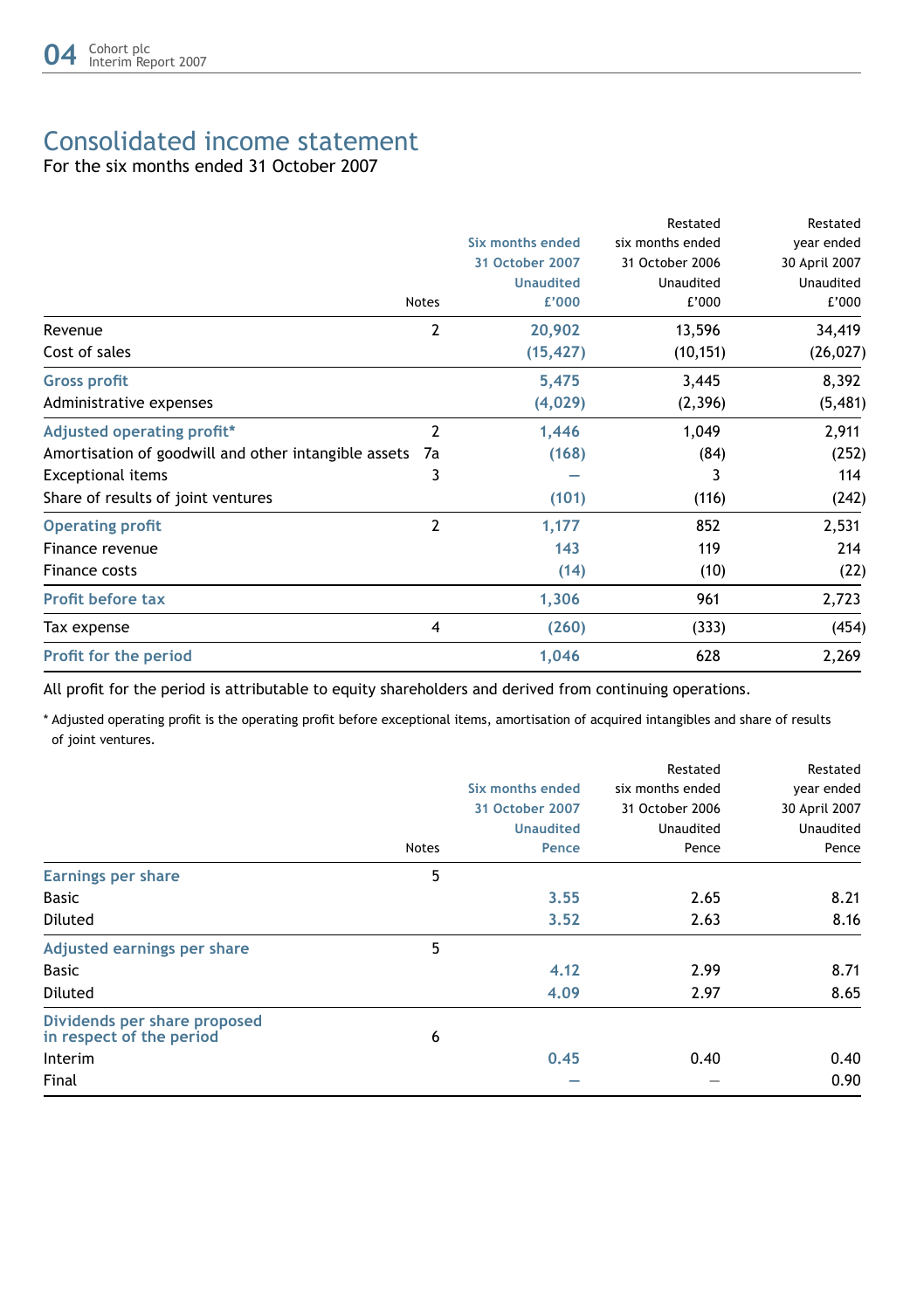# Consolidated income statement

For the six months ended 31 October 2007

| | Notes | Six months ended 31 October 2007 Unaudited £'000 | Restated six months ended 31 October 2006 Unaudited £'000 | Restated year ended 30 April 2007 Unaudited £'000 |
|---|---|---|---|---|
| Revenue | 2 | 20,902 | 13,596 | 34,419 |
| Cost of sales | | (15,427) | (10,151) | (26,027) |
| **Gross profit** | | 5,475 | 3,445 | 8,392 |
| Administrative expenses | | (4,029) | (2,396) | (5,481) |
| **Adjusted operating profit*** | 2 | 1,446 | 1,049 | 2,911 |
| Amortisation of goodwill and other intangible assets | 7a | (168) | (84) | (252) |
| Exceptional items | 3 | – | 3 | 114 |
| Share of results of joint ventures | | (101) | (116) | (242) |
| **Operating profit** | 2 | 1,177 | 852 | 2,531 |
| Finance revenue | | 143 | 119 | 214 |
| Finance costs | | (14) | (10) | (22) |
| **Profit before tax** | | 1,306 | 961 | 2,723 |
| Tax expense | 4 | (260) | (333) | (454) |
| **Profit for the period** | | 1,046 | 628 | 2,269 |

All profit for the period is attributable to equity shareholders and derived from continuing operations.

* Adjusted operating profit is the operating profit before exceptional items, amortisation of acquired intangibles and share of results of joint ventures.

| | Notes | Six months ended 31 October 2007 Unaudited Pence | Restated six months ended 31 October 2006 Unaudited Pence | Restated year ended 30 April 2007 Unaudited Pence |
|---|---|---|---|---|
| **Earnings per share** | 5 | | | |
| Basic | | 3.55 | 2.65 | 8.21 |
| Diluted | | 3.52 | 2.63 | 8.16 |
| **Adjusted earnings per share** | 5 | | | |
| Basic | | 4.12 | 2.99 | 8.71 |
| Diluted | | 4.09 | 2.97 | 8.65 |
| **Dividends per share proposed in respect of the period** | 6 | | | |
| Interim | | 0.45 | 0.40 | 0.40 |
| Final | | – | – | 0.90 |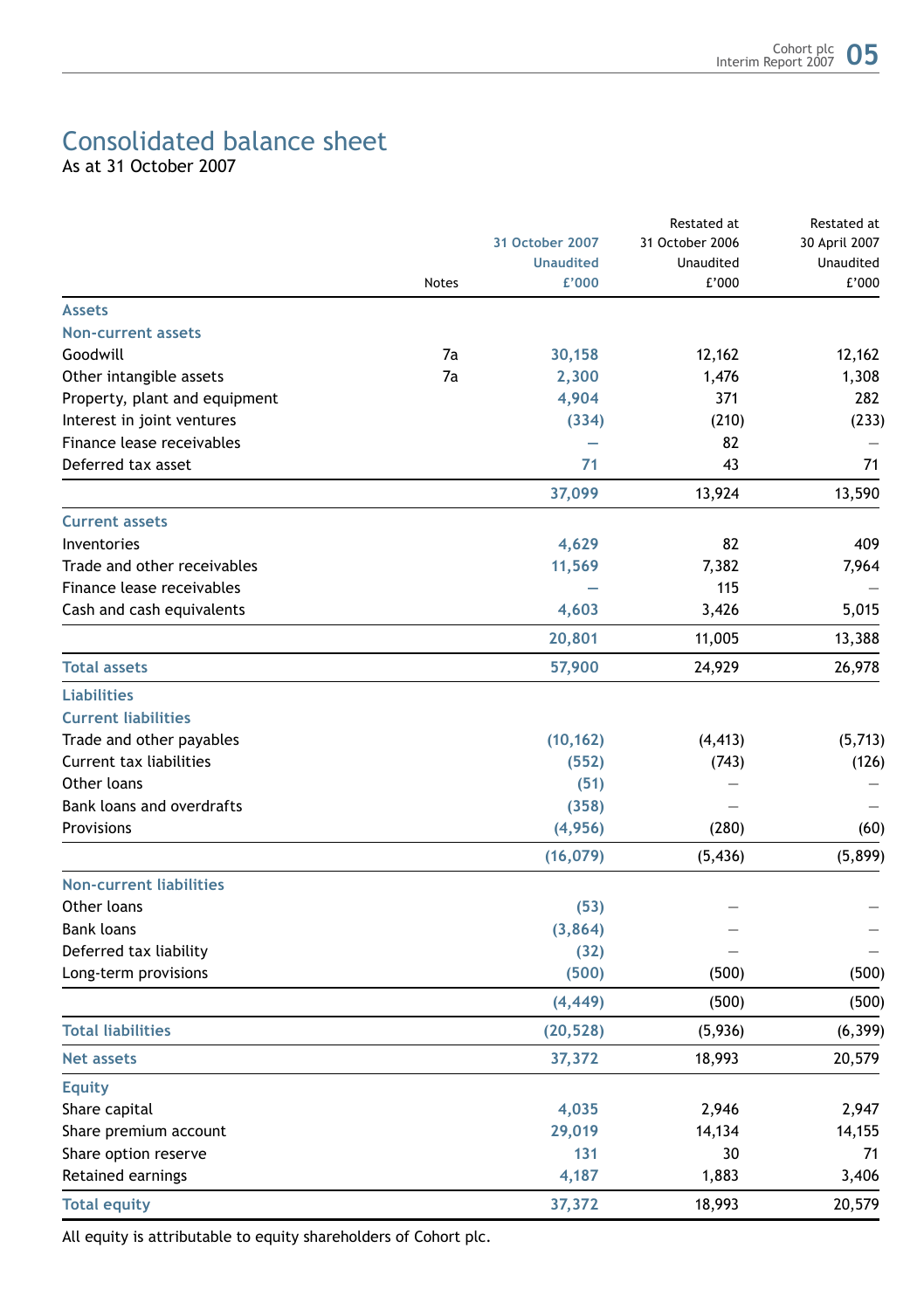# Consolidated balance sheet

As at 31 October 2007

| | Notes | 31 October 2007 Unaudited £'000 | Restated at 31 October 2006 Unaudited £'000 | Restated at 30 April 2007 Unaudited £'000 |
|---|---|---|---|---|
| **Assets** | | | | |
| **Non-current assets** | | | | |
| Goodwill | 7a | 30,158 | 12,162 | 12,162 |
| Other intangible assets | 7a | 2,300 | 1,476 | 1,308 |
| Property, plant and equipment | | 4,904 | 371 | 282 |
| Interest in joint ventures | | (334) | (210) | (233) |
| Finance lease receivables | | — | 82 | — |
| Deferred tax asset | | 71 | 43 | 71 |
| | | 37,099 | 13,924 | 13,590 |
| **Current assets** | | | | |
| Inventories | | 4,629 | 82 | 409 |
| Trade and other receivables | | 11,569 | 7,382 | 7,964 |
| Finance lease receivables | | — | 115 | — |
| Cash and cash equivalents | | 4,603 | 3,426 | 5,015 |
| | | 20,801 | 11,005 | 13,388 |
| **Total assets** | | 57,900 | 24,929 | 26,978 |
| **Liabilities** | | | | |
| **Current liabilities** | | | | |
| Trade and other payables | | (10,162) | (4,413) | (5,713) |
| Current tax liabilities | | (552) | (743) | (126) |
| Other loans | | (51) | — | — |
| Bank loans and overdrafts | | (358) | — | — |
| Provisions | | (4,956) | (280) | (60) |
| | | (16,079) | (5,436) | (5,899) |
| **Non-current liabilities** | | | | |
| Other loans | | (53) | — | — |
| Bank loans | | (3,864) | — | — |
| Deferred tax liability | | (32) | — | — |
| Long-term provisions | | (500) | (500) | (500) |
| | | (4,449) | (500) | (500) |
| **Total liabilities** | | (20,528) | (5,936) | (6,399) |
| **Net assets** | | 37,372 | 18,993 | 20,579 |
| **Equity** | | | | |
| Share capital | | 4,035 | 2,946 | 2,947 |
| Share premium account | | 29,019 | 14,134 | 14,155 |
| Share option reserve | | 131 | 30 | 71 |
| Retained earnings | | 4,187 | 1,883 | 3,406 |
| **Total equity** | | 37,372 | 18,993 | 20,579 |

All equity is attributable to equity shareholders of Cohort plc.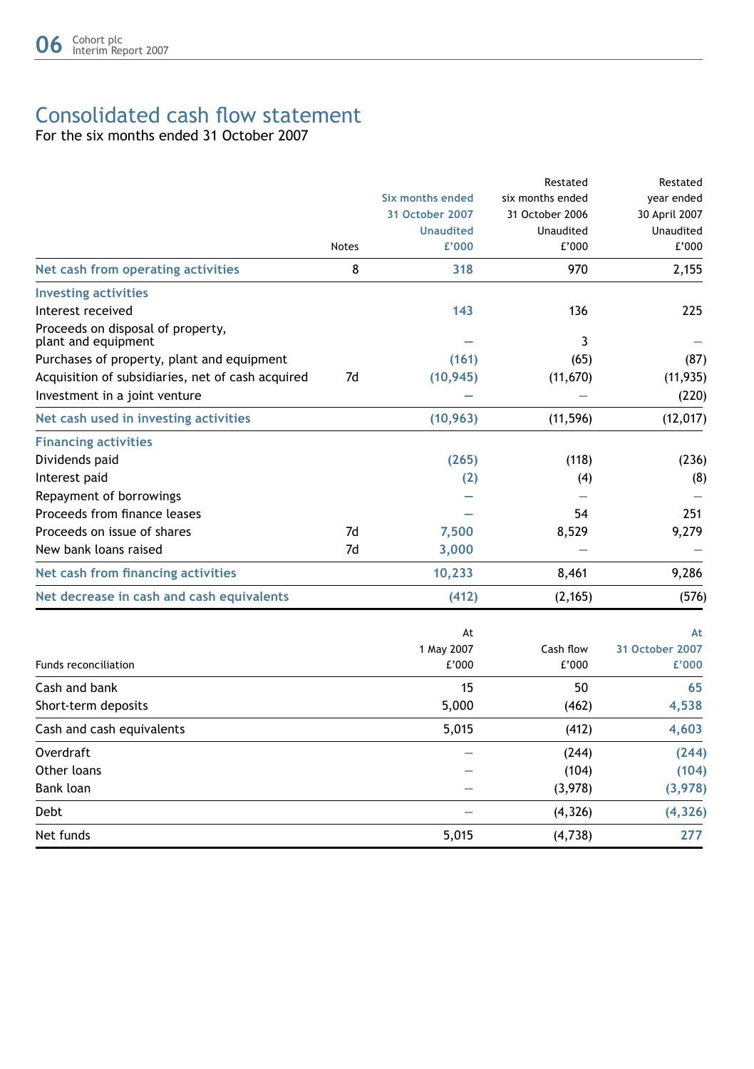# Consolidated cash flow statement

For the six months ended 31 October 2007

| | Notes | Six months ended 31 October 2007 Unaudited £'000 | Restated six months ended 31 October 2006 Unaudited £'000 | Restated year ended 30 April 2007 Unaudited £'000 |
|---|---|---|---|---|
| **Net cash from operating activities** | 8 | 318 | 970 | 2,155 |
| **Investing activities** | | | | |
| Interest received | | 143 | 136 | 225 |
| Proceeds on disposal of property, plant and equipment | | – | 3 | – |
| Purchases of property, plant and equipment | | (161) | (65) | (87) |
| Acquisition of subsidiaries, net of cash acquired | 7d | (10,945) | (11,670) | (11,935) |
| Investment in a joint venture | | – | – | (220) |
| **Net cash used in investing activities** | | (10,963) | (11,596) | (12,017) |
| **Financing activities** | | | | |
| Dividends paid | | (265) | (118) | (236) |
| Interest paid | | (2) | (4) | (8) |
| Repayment of borrowings | | – | – | – |
| Proceeds from finance leases | | – | 54 | 251 |
| Proceeds on issue of shares | 7d | 7,500 | 8,529 | 9,279 |
| New bank loans raised | 7d | 3,000 | – | – |
| **Net cash from financing activities** | | 10,233 | 8,461 | 9,286 |
| **Net decrease in cash and cash equivalents** | | (412) | (2,165) | (576) |

| Funds reconciliation | At 1 May 2007 £'000 | Cash flow £'000 | At 31 October 2007 £'000 |
|---|---|---|---|
| Cash and bank | 15 | 50 | 65 |
| Short-term deposits | 5,000 | (462) | 4,538 |
| Cash and cash equivalents | 5,015 | (412) | 4,603 |
| Overdraft | – | (244) | (244) |
| Other loans | – | (104) | (104) |
| Bank loan | – | (3,978) | (3,978) |
| Debt | – | (4,326) | (4,326) |
| Net funds | 5,015 | (4,738) | 277 |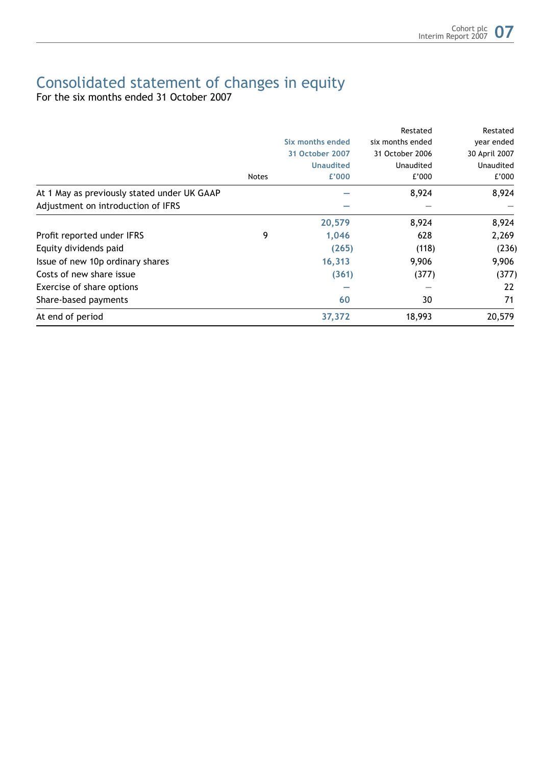# Consolidated statement of changes in equity

For the six months ended 31 October 2007

| | Notes | Six months ended 31 October 2007 Unaudited £'000 | Restated six months ended 31 October 2006 Unaudited £'000 | Restated year ended 30 April 2007 Unaudited £'000 |
|---|---|---|---|---|
| At 1 May as previously stated under UK GAAP | | — | 8,924 | 8,924 |
| Adjustment on introduction of IFRS | | — | — | — |
| | | 20,579 | 8,924 | 8,924 |
| Profit reported under IFRS | 9 | 1,046 | 628 | 2,269 |
| Equity dividends paid | | (265) | (118) | (236) |
| Issue of new 10p ordinary shares | | 16,313 | 9,906 | 9,906 |
| Costs of new share issue | | (361) | (377) | (377) |
| Exercise of share options | | — | — | 22 |
| Share-based payments | | 60 | 30 | 71 |
| At end of period | | 37,372 | 18,993 | 20,579 |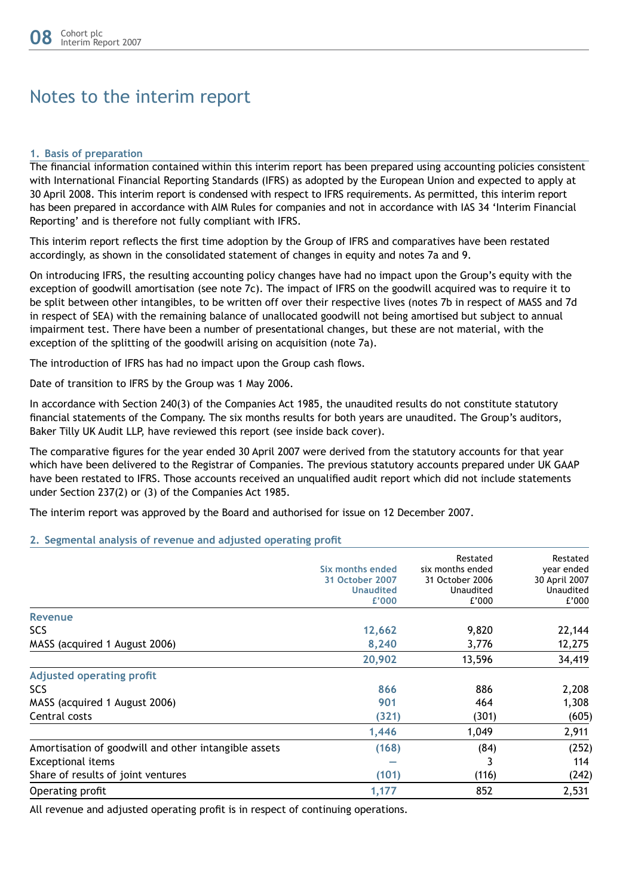# Notes to the interim report

## 1. Basis of preparation

The financial information contained within this interim report has been prepared using accounting policies consistent with International Financial Reporting Standards (IFRS) as adopted by the European Union and expected to apply at 30 April 2008. This interim report is condensed with respect to IFRS requirements. As permitted, this interim report has been prepared in accordance with AIM Rules for companies and not in accordance with IAS 34 'Interim Financial Reporting' and is therefore not fully compliant with IFRS.

This interim report reflects the first time adoption by the Group of IFRS and comparatives have been restated accordingly, as shown in the consolidated statement of changes in equity and notes 7a and 9.

On introducing IFRS, the resulting accounting policy changes have had no impact upon the Group's equity with the exception of goodwill amortisation (see note 7c). The impact of IFRS on the goodwill acquired was to require it to be split between other intangibles, to be written off over their respective lives (notes 7b in respect of MASS and 7d in respect of SEA) with the remaining balance of unallocated goodwill not being amortised but subject to annual impairment test. There have been a number of presentational changes, but these are not material, with the exception of the splitting of the goodwill arising on acquisition (note 7a).

The introduction of IFRS has had no impact upon the Group cash flows.

Date of transition to IFRS by the Group was 1 May 2006.

In accordance with Section 240(3) of the Companies Act 1985, the unaudited results do not constitute statutory financial statements of the Company. The six months results for both years are unaudited. The Group's auditors, Baker Tilly UK Audit LLP, have reviewed this report (see inside back cover).

The comparative figures for the year ended 30 April 2007 were derived from the statutory accounts for that year which have been delivered to the Registrar of Companies. The previous statutory accounts prepared under UK GAAP have been restated to IFRS. Those accounts received an unqualified audit report which did not include statements under Section 237(2) or (3) of the Companies Act 1985.

The interim report was approved by the Board and authorised for issue on 12 December 2007.

## 2. Segmental analysis of revenue and adjusted operating profit

| | Six months ended 31 October 2007 Unaudited £'000 | Restated six months ended 31 October 2006 Unaudited £'000 | Restated year ended 30 April 2007 Unaudited £'000 |
|---|---|---|---|
| **Revenue** | | | |
| SCS | **12,662** | 9,820 | 22,144 |
| MASS (acquired 1 August 2006) | **8,240** | 3,776 | 12,275 |
| | **20,902** | 13,596 | 34,419 |
| **Adjusted operating profit** | | | |
| SCS | **866** | 886 | 2,208 |
| MASS (acquired 1 August 2006) | **901** | 464 | 1,308 |
| Central costs | **(321)** | (301) | (605) |
| | **1,446** | 1,049 | 2,911 |
| Amortisation of goodwill and other intangible assets | **(168)** | (84) | (252) |
| Exceptional items | **–** | 3 | 114 |
| Share of results of joint ventures | **(101)** | (116) | (242) |
| Operating profit | **1,177** | 852 | 2,531 |

All revenue and adjusted operating profit is in respect of continuing operations.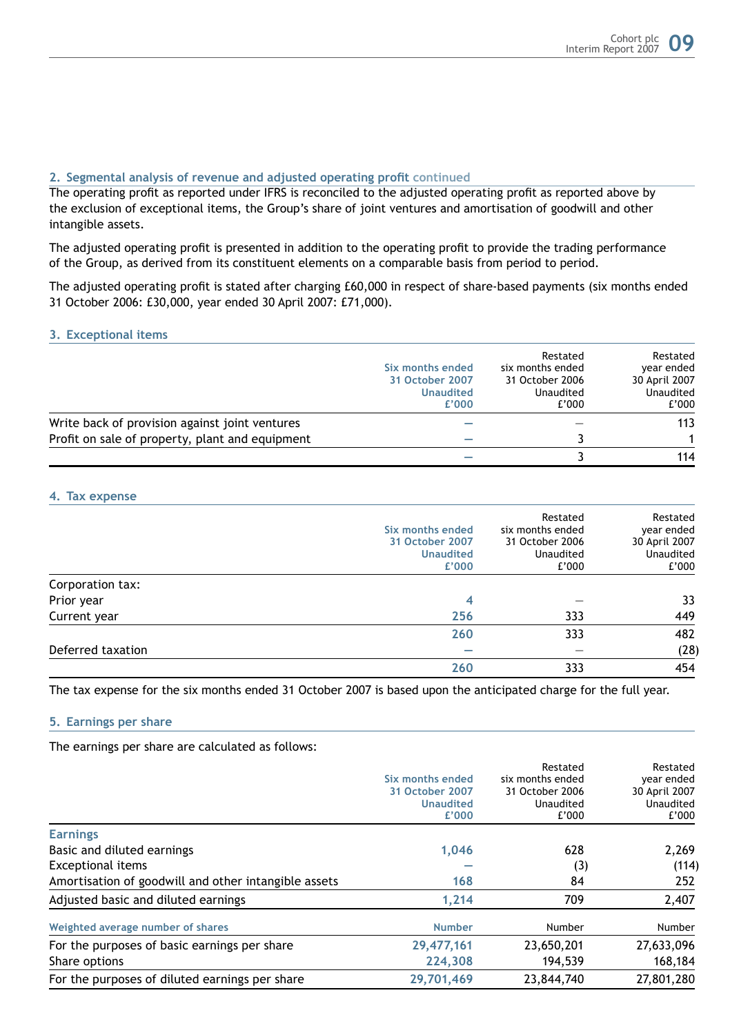## 2. Segmental analysis of revenue and adjusted operating profit continued

The operating profit as reported under IFRS is reconciled to the adjusted operating profit as reported above by the exclusion of exceptional items, the Group's share of joint ventures and amortisation of goodwill and other intangible assets.

The adjusted operating profit is presented in addition to the operating profit to provide the trading performance of the Group, as derived from its constituent elements on a comparable basis from period to period.

The adjusted operating profit is stated after charging £60,000 in respect of share-based payments (six months ended 31 October 2006: £30,000, year ended 30 April 2007: £71,000).

## 3. Exceptional items

| | Six months ended 31 October 2007 Unaudited £'000 | Restated six months ended 31 October 2006 Unaudited £'000 | Restated year ended 30 April 2007 Unaudited £'000 |
|---|---|---|---|
| Write back of provision against joint ventures | — | — | 113 |
| Profit on sale of property, plant and equipment | — | 3 | 1 |
| | — | 3 | 114 |

## 4. Tax expense

| | Six months ended 31 October 2007 Unaudited £'000 | Restated six months ended 31 October 2006 Unaudited £'000 | Restated year ended 30 April 2007 Unaudited £'000 |
|---|---|---|---|
| Corporation tax: | | | |
| Prior year | 4 | — | 33 |
| Current year | 256 | 333 | 449 |
| | 260 | 333 | 482 |
| Deferred taxation | — | — | (28) |
| | 260 | 333 | 454 |

The tax expense for the six months ended 31 October 2007 is based upon the anticipated charge for the full year.

## 5. Earnings per share

The earnings per share are calculated as follows:

| | Six months ended 31 October 2007 Unaudited £'000 | Restated six months ended 31 October 2006 Unaudited £'000 | Restated year ended 30 April 2007 Unaudited £'000 |
|---|---|---|---|
| **Earnings** | | | |
| Basic and diluted earnings | 1,046 | 628 | 2,269 |
| Exceptional items | — | (3) | (114) |
| Amortisation of goodwill and other intangible assets | 168 | 84 | 252 |
| Adjusted basic and diluted earnings | 1,214 | 709 | 2,407 |
| **Weighted average number of shares** | Number | Number | Number |
| For the purposes of basic earnings per share | 29,477,161 | 23,650,201 | 27,633,096 |
| Share options | 224,308 | 194,539 | 168,184 |
| For the purposes of diluted earnings per share | 29,701,469 | 23,844,740 | 27,801,280 |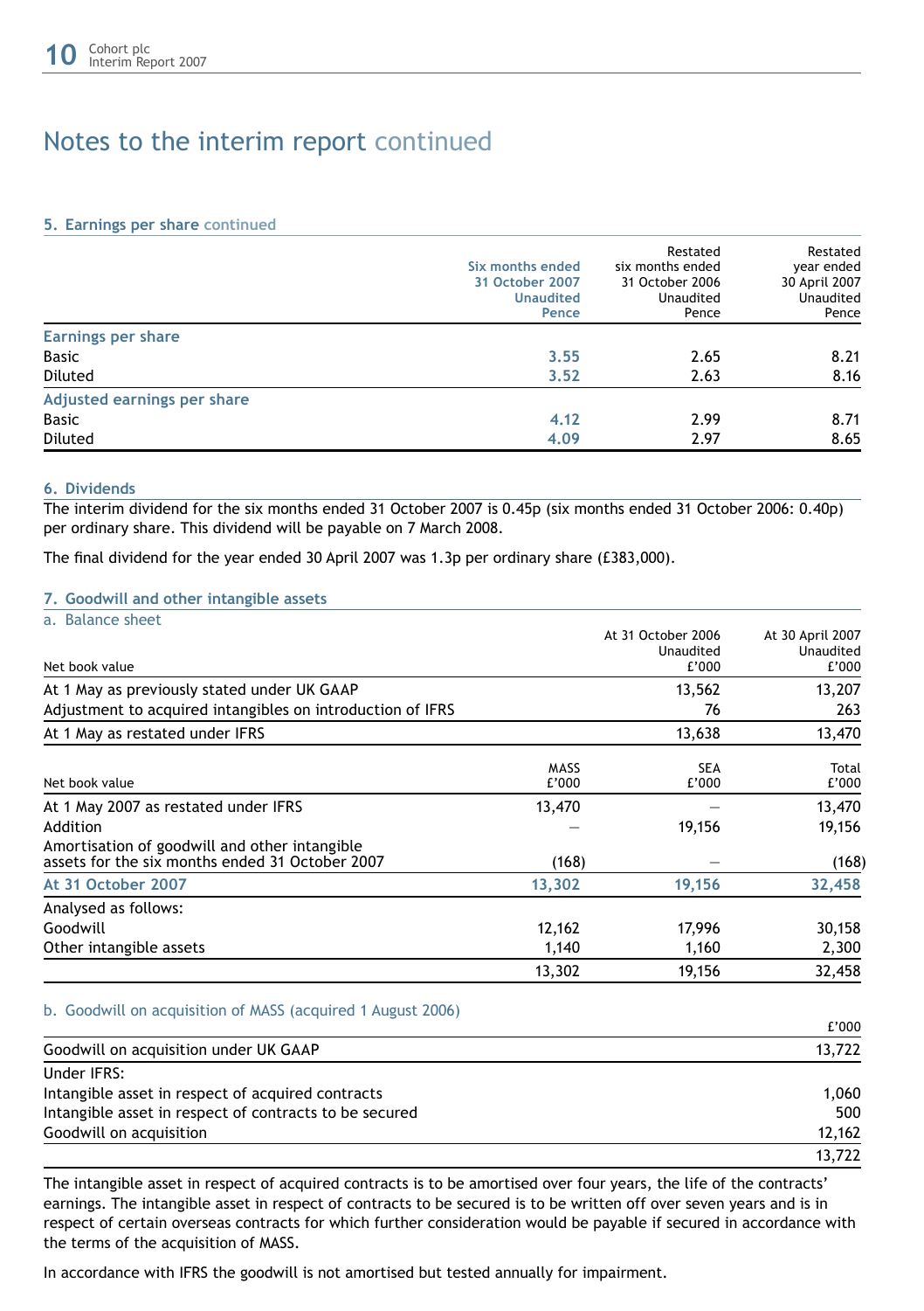# Notes to the interim report continued

## 5. Earnings per share continued

| | Six months ended 31 October 2007 Unaudited Pence | Restated six months ended 31 October 2006 Unaudited Pence | Restated year ended 30 April 2007 Unaudited Pence |
|---|---|---|---|
| **Earnings per share** | | | |
| Basic | **3.55** | 2.65 | 8.21 |
| Diluted | **3.52** | 2.63 | 8.16 |
| **Adjusted earnings per share** | | | |
| Basic | **4.12** | 2.99 | 8.71 |
| Diluted | **4.09** | 2.97 | 8.65 |

## 6. Dividends

The interim dividend for the six months ended 31 October 2007 is 0.45p (six months ended 31 October 2006: 0.40p) per ordinary share. This dividend will be payable on 7 March 2008.

The final dividend for the year ended 30 April 2007 was 1.3p per ordinary share (£383,000).

## 7. Goodwill and other intangible assets

### a. Balance sheet

| Net book value | At 31 October 2006 Unaudited £'000 | At 30 April 2007 Unaudited £'000 |
|---|---|---|
| At 1 May as previously stated under UK GAAP | 13,562 | 13,207 |
| Adjustment to acquired intangibles on introduction of IFRS | 76 | 263 |
| At 1 May as restated under IFRS | 13,638 | 13,470 |

| Net book value | MASS £'000 | SEA £'000 | Total £'000 |
|---|---|---|---|
| At 1 May 2007 as restated under IFRS | 13,470 | – | 13,470 |
| Addition | – | 19,156 | 19,156 |
| Amortisation of goodwill and other intangible assets for the six months ended 31 October 2007 | (168) | – | (168) |
| **At 31 October 2007** | **13,302** | **19,156** | **32,458** |
| Analysed as follows: | | | |
| Goodwill | 12,162 | 17,996 | 30,158 |
| Other intangible assets | 1,140 | 1,160 | 2,300 |
| | 13,302 | 19,156 | 32,458 |

### b. Goodwill on acquisition of MASS (acquired 1 August 2006)

| | £'000 |
|---|---|
| Goodwill on acquisition under UK GAAP | 13,722 |
| Under IFRS: | |
| Intangible asset in respect of acquired contracts | 1,060 |
| Intangible asset in respect of contracts to be secured | 500 |
| Goodwill on acquisition | 12,162 |
| | 13,722 |

The intangible asset in respect of acquired contracts is to be amortised over four years, the life of the contracts' earnings. The intangible asset in respect of contracts to be secured is to be written off over seven years and is in respect of certain overseas contracts for which further consideration would be payable if secured in accordance with the terms of the acquisition of MASS.

In accordance with IFRS the goodwill is not amortised but tested annually for impairment.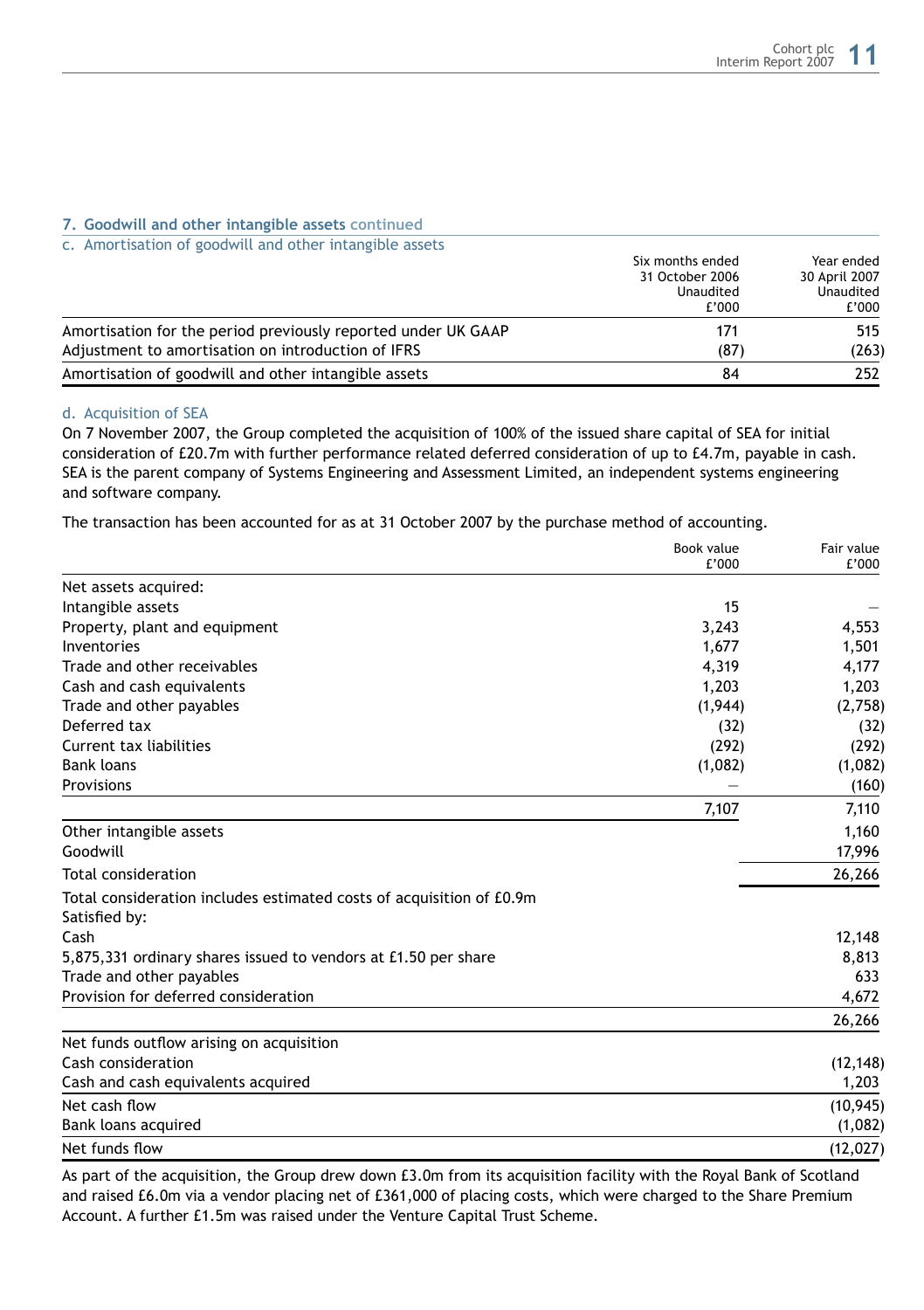## 7. Goodwill and other intangible assets continued

### c. Amortisation of goodwill and other intangible assets

| | Six months ended 31 October 2006 Unaudited £'000 | Year ended 30 April 2007 Unaudited £'000 |
|---|---|---|
| Amortisation for the period previously reported under UK GAAP | 171 | 515 |
| Adjustment to amortisation on introduction of IFRS | (87) | (263) |
| Amortisation of goodwill and other intangible assets | 84 | 252 |

### d. Acquisition of SEA

On 7 November 2007, the Group completed the acquisition of 100% of the issued share capital of SEA for initial consideration of £20.7m with further performance related deferred consideration of up to £4.7m, payable in cash. SEA is the parent company of Systems Engineering and Assessment Limited, an independent systems engineering and software company.

The transaction has been accounted for as at 31 October 2007 by the purchase method of accounting.

| | Book value £'000 | Fair value £'000 |
|---|---|---|
| Net assets acquired: | | |
| Intangible assets | 15 | — |
| Property, plant and equipment | 3,243 | 4,553 |
| Inventories | 1,677 | 1,501 |
| Trade and other receivables | 4,319 | 4,177 |
| Cash and cash equivalents | 1,203 | 1,203 |
| Trade and other payables | (1,944) | (2,758) |
| Deferred tax | (32) | (32) |
| Current tax liabilities | (292) | (292) |
| Bank loans | (1,082) | (1,082) |
| Provisions | — | (160) |
| | 7,107 | 7,110 |
| Other intangible assets | | 1,160 |
| Goodwill | | 17,996 |
| Total consideration | | 26,266 |
| Total consideration includes estimated costs of acquisition of £0.9m | | |
| Satisfied by: | | |
| Cash | | 12,148 |
| 5,875,331 ordinary shares issued to vendors at £1.50 per share | | 8,813 |
| Trade and other payables | | 633 |
| Provision for deferred consideration | | 4,672 |
| | | 26,266 |
| Net funds outflow arising on acquisition | | |
| Cash consideration | | (12,148) |
| Cash and cash equivalents acquired | | 1,203 |
| Net cash flow | | (10,945) |
| Bank loans acquired | | (1,082) |
| Net funds flow | | (12,027) |

As part of the acquisition, the Group drew down £3.0m from its acquisition facility with the Royal Bank of Scotland and raised £6.0m via a vendor placing net of £361,000 of placing costs, which were charged to the Share Premium Account. A further £1.5m was raised under the Venture Capital Trust Scheme.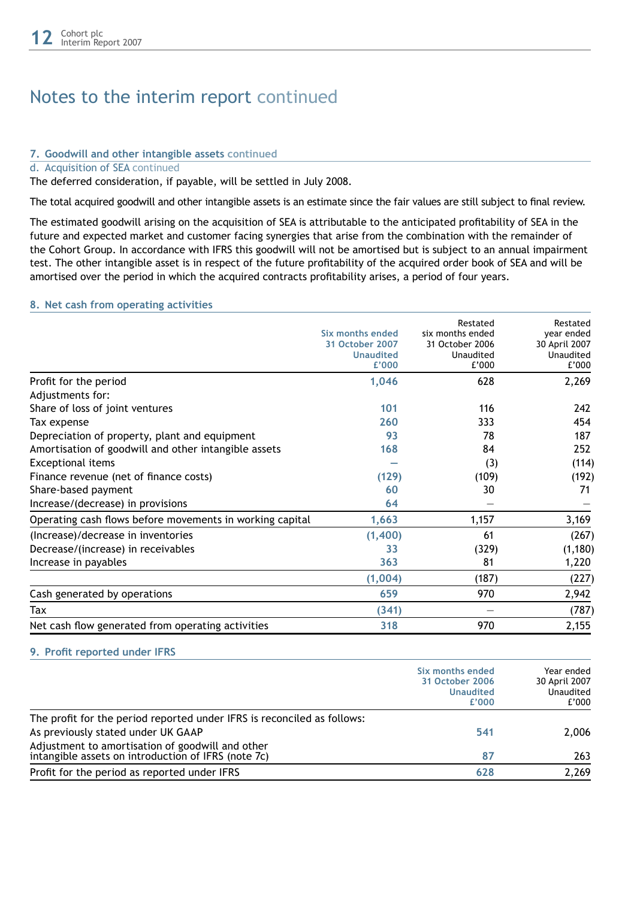# Notes to the interim report continued

### 7. Goodwill and other intangible assets continued

#### d. Acquisition of SEA continued

The deferred consideration, if payable, will be settled in July 2008.

The total acquired goodwill and other intangible assets is an estimate since the fair values are still subject to final review.

The estimated goodwill arising on the acquisition of SEA is attributable to the anticipated profitability of SEA in the future and expected market and customer facing synergies that arise from the combination with the remainder of the Cohort Group. In accordance with IFRS this goodwill will not be amortised but is subject to an annual impairment test. The other intangible asset is in respect of the future profitability of the acquired order book of SEA and will be amortised over the period in which the acquired contracts profitability arises, a period of four years.

### 8. Net cash from operating activities

| | Six months ended 31 October 2007 Unaudited £'000 | Restated six months ended 31 October 2006 Unaudited £'000 | Restated year ended 30 April 2007 Unaudited £'000 |
|---|---|---|---|
| Profit for the period | 1,046 | 628 | 2,269 |
| Adjustments for: | | | |
| Share of loss of joint ventures | 101 | 116 | 242 |
| Tax expense | 260 | 333 | 454 |
| Depreciation of property, plant and equipment | 93 | 78 | 187 |
| Amortisation of goodwill and other intangible assets | 168 | 84 | 252 |
| Exceptional items | — | (3) | (114) |
| Finance revenue (net of finance costs) | (129) | (109) | (192) |
| Share-based payment | 60 | 30 | 71 |
| Increase/(decrease) in provisions | 64 | — | — |
| Operating cash flows before movements in working capital | 1,663 | 1,157 | 3,169 |
| (Increase)/decrease in inventories | (1,400) | 61 | (267) |
| Decrease/(increase) in receivables | 33 | (329) | (1,180) |
| Increase in payables | 363 | 81 | 1,220 |
| | (1,004) | (187) | (227) |
| Cash generated by operations | 659 | 970 | 2,942 |
| Tax | (341) | — | (787) |
| Net cash flow generated from operating activities | 318 | 970 | 2,155 |

### 9. Profit reported under IFRS

| | Six months ended 31 October 2006 Unaudited £'000 | Year ended 30 April 2007 Unaudited £'000 |
|---|---|---|
| The profit for the period reported under IFRS is reconciled as follows: | | |
| As previously stated under UK GAAP | 541 | 2,006 |
| Adjustment to amortisation of goodwill and other intangible assets on introduction of IFRS (note 7c) | 87 | 263 |
| Profit for the period as reported under IFRS | 628 | 2,269 |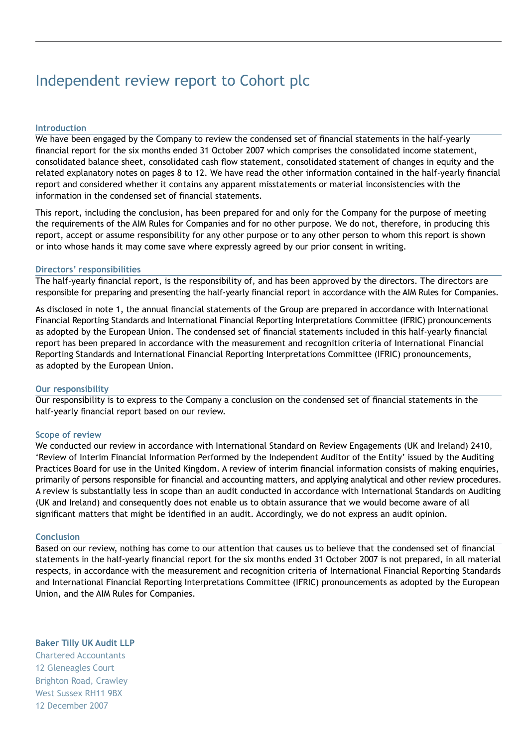# Independent review report to Cohort plc

## Introduction

We have been engaged by the Company to review the condensed set of financial statements in the half-yearly financial report for the six months ended 31 October 2007 which comprises the consolidated income statement, consolidated balance sheet, consolidated cash flow statement, consolidated statement of changes in equity and the related explanatory notes on pages 8 to 12. We have read the other information contained in the half-yearly financial report and considered whether it contains any apparent misstatements or material inconsistencies with the information in the condensed set of financial statements.

This report, including the conclusion, has been prepared for and only for the Company for the purpose of meeting the requirements of the AIM Rules for Companies and for no other purpose. We do not, therefore, in producing this report, accept or assume responsibility for any other purpose or to any other person to whom this report is shown or into whose hands it may come save where expressly agreed by our prior consent in writing.

## Directors' responsibilities

The half-yearly financial report, is the responsibility of, and has been approved by the directors. The directors are responsible for preparing and presenting the half-yearly financial report in accordance with the AIM Rules for Companies.

As disclosed in note 1, the annual financial statements of the Group are prepared in accordance with International Financial Reporting Standards and International Financial Reporting Interpretations Committee (IFRIC) pronouncements as adopted by the European Union. The condensed set of financial statements included in this half-yearly financial report has been prepared in accordance with the measurement and recognition criteria of International Financial Reporting Standards and International Financial Reporting Interpretations Committee (IFRIC) pronouncements, as adopted by the European Union.

## Our responsibility

Our responsibility is to express to the Company a conclusion on the condensed set of financial statements in the half-yearly financial report based on our review.

## Scope of review

We conducted our review in accordance with International Standard on Review Engagements (UK and Ireland) 2410, 'Review of Interim Financial Information Performed by the Independent Auditor of the Entity' issued by the Auditing Practices Board for use in the United Kingdom. A review of interim financial information consists of making enquiries, primarily of persons responsible for financial and accounting matters, and applying analytical and other review procedures. A review is substantially less in scope than an audit conducted in accordance with International Standards on Auditing (UK and Ireland) and consequently does not enable us to obtain assurance that we would become aware of all significant matters that might be identified in an audit. Accordingly, we do not express an audit opinion.

## Conclusion

Based on our review, nothing has come to our attention that causes us to believe that the condensed set of financial statements in the half-yearly financial report for the six months ended 31 October 2007 is not prepared, in all material respects, in accordance with the measurement and recognition criteria of International Financial Reporting Standards and International Financial Reporting Interpretations Committee (IFRIC) pronouncements as adopted by the European Union, and the AIM Rules for Companies.

**Baker Tilly UK Audit LLP**
Chartered Accountants
12 Gleneagles Court
Brighton Road, Crawley
West Sussex RH11 9BX
12 December 2007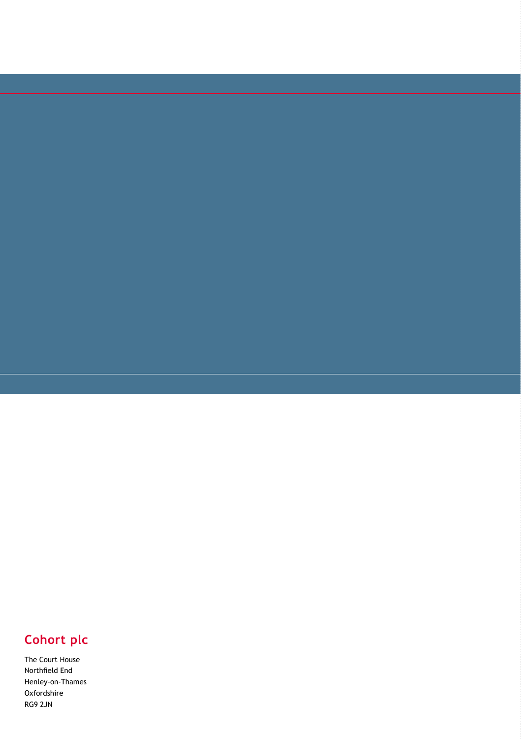**Cohort plc**

The Court House
Northfield End
Henley-on-Thames
Oxfordshire
RG9 2JN